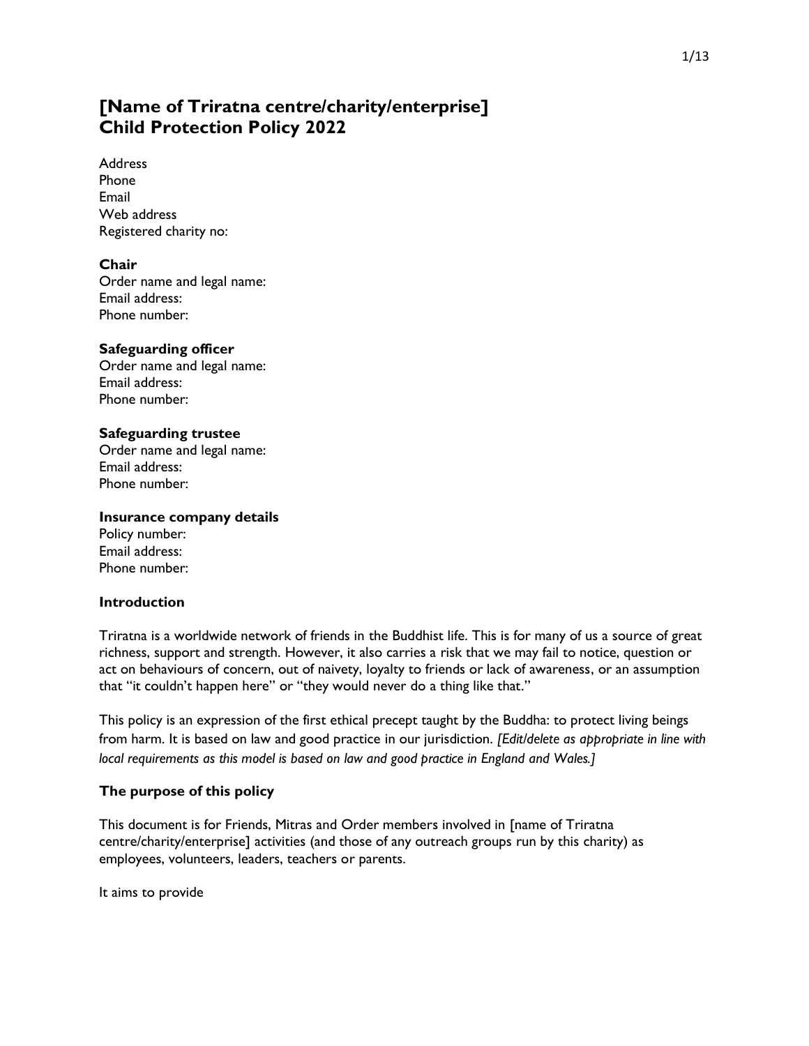# [Name of Triratna centre/charity/enterprise] Child Protection Policy 2022

Address
Phone
Email
Web address
Registered charity no:

**Chair**
Order name and legal name:
Email address:
Phone number:

**Safeguarding officer**
Order name and legal name:
Email address:
Phone number:

**Safeguarding trustee**
Order name and legal name:
Email address:
Phone number:

**Insurance company details**
Policy number:
Email address:
Phone number:

## Introduction

Triratna is a worldwide network of friends in the Buddhist life. This is for many of us a source of great richness, support and strength. However, it also carries a risk that we may fail to notice, question or act on behaviours of concern, out of naivety, loyalty to friends or lack of awareness, or an assumption that "it couldn't happen here" or "they would never do a thing like that."

This policy is an expression of the first ethical precept taught by the Buddha: to protect living beings from harm. It is based on law and good practice in our jurisdiction. *[Edit/delete as appropriate in line with local requirements as this model is based on law and good practice in England and Wales.]*

## The purpose of this policy

This document is for Friends, Mitras and Order members involved in [name of Triratna centre/charity/enterprise] activities (and those of any outreach groups run by this charity) as employees, volunteers, leaders, teachers or parents.

It aims to provide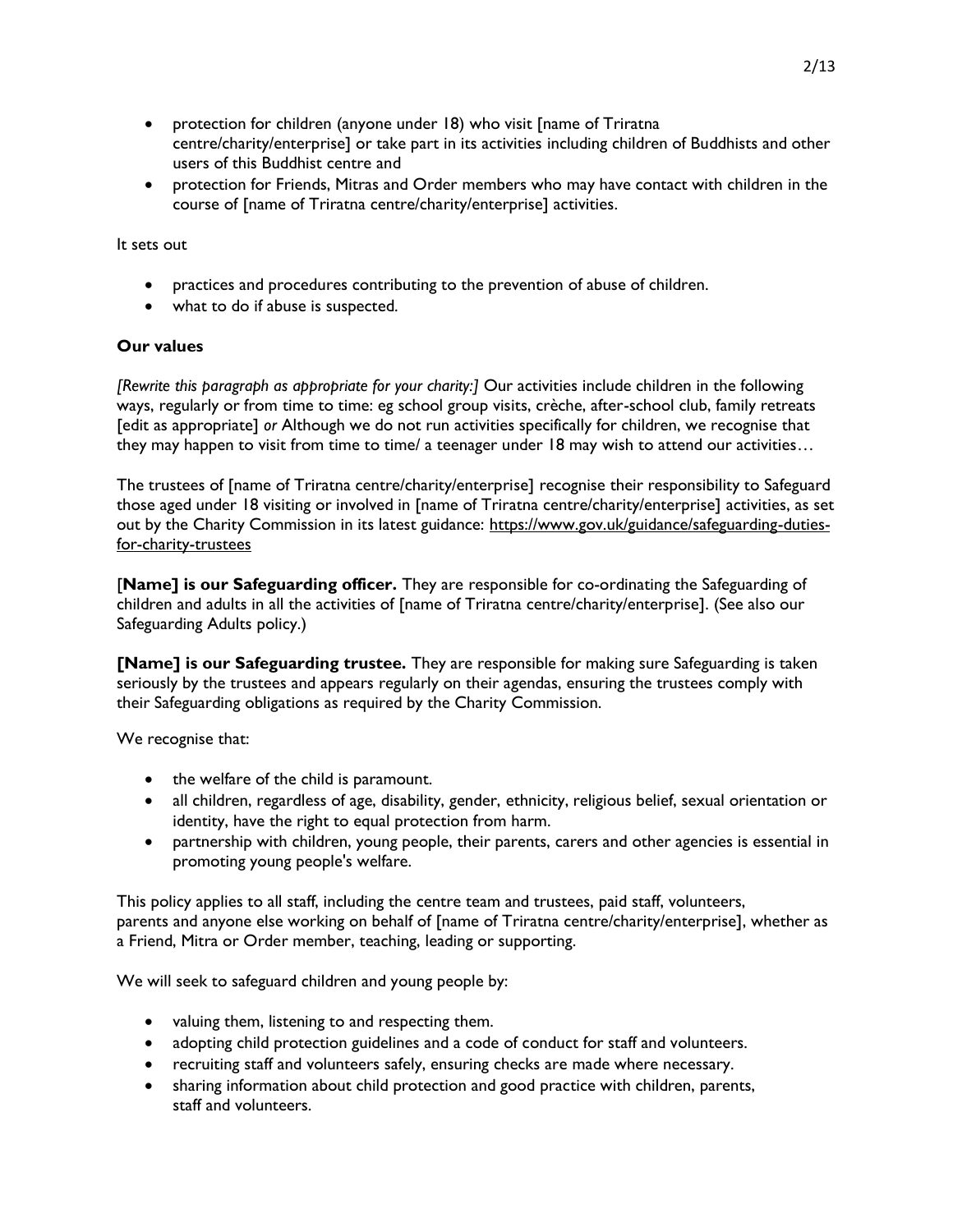- protection for children (anyone under 18) who visit [name of Triratna centre/charity/enterprise] or take part in its activities including children of Buddhists and other users of this Buddhist centre and
- protection for Friends, Mitras and Order members who may have contact with children in the course of [name of Triratna centre/charity/enterprise] activities.

It sets out

- practices and procedures contributing to the prevention of abuse of children.
- what to do if abuse is suspected.

### Our values

*[Rewrite this paragraph as appropriate for your charity:]* Our activities include children in the following ways, regularly or from time to time: eg school group visits, crèche, after-school club, family retreats [edit as appropriate] *or* Although we do not run activities specifically for children, we recognise that they may happen to visit from time to time/ a teenager under 18 may wish to attend our activities…

The trustees of [name of Triratna centre/charity/enterprise] recognise their responsibility to Safeguard those aged under 18 visiting or involved in [name of Triratna centre/charity/enterprise] activities, as set out by the Charity Commission in its latest guidance: https://www.gov.uk/guidance/safeguarding-duties-for-charity-trustees

[**Name] is our Safeguarding officer.** They are responsible for co-ordinating the Safeguarding of children and adults in all the activities of [name of Triratna centre/charity/enterprise]. (See also our Safeguarding Adults policy.)

**[Name] is our Safeguarding trustee.** They are responsible for making sure Safeguarding is taken seriously by the trustees and appears regularly on their agendas, ensuring the trustees comply with their Safeguarding obligations as required by the Charity Commission.

We recognise that:

- the welfare of the child is paramount.
- all children, regardless of age, disability, gender, ethnicity, religious belief, sexual orientation or identity, have the right to equal protection from harm.
- partnership with children, young people, their parents, carers and other agencies is essential in promoting young people's welfare.

This policy applies to all staff, including the centre team and trustees, paid staff, volunteers, parents and anyone else working on behalf of [name of Triratna centre/charity/enterprise], whether as a Friend, Mitra or Order member, teaching, leading or supporting.

We will seek to safeguard children and young people by:

- valuing them, listening to and respecting them.
- adopting child protection guidelines and a code of conduct for staff and volunteers.
- recruiting staff and volunteers safely, ensuring checks are made where necessary.
- sharing information about child protection and good practice with children, parents, staff and volunteers.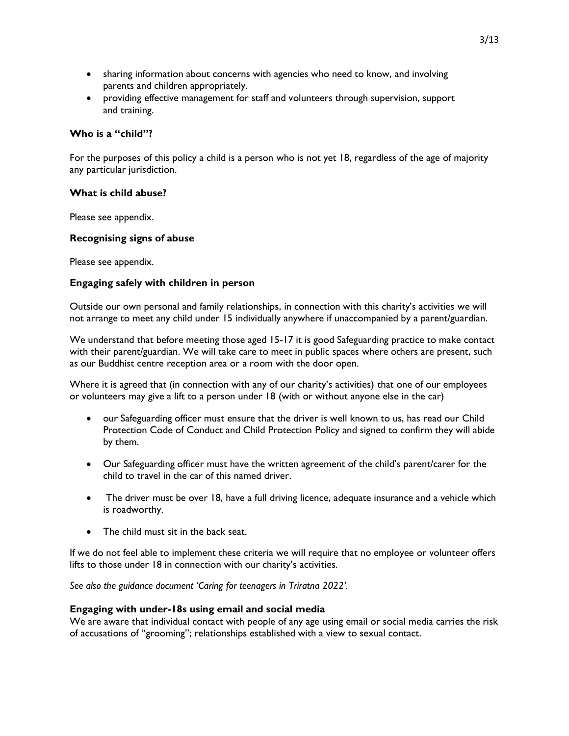- sharing information about concerns with agencies who need to know, and involving parents and children appropriately.
- providing effective management for staff and volunteers through supervision, support and training.

### Who is a "child"?

For the purposes of this policy a child is a person who is not yet 18, regardless of the age of majority any particular jurisdiction.

### What is child abuse?

Please see appendix.

### Recognising signs of abuse

Please see appendix.

### Engaging safely with children in person

Outside our own personal and family relationships, in connection with this charity's activities we will not arrange to meet any child under 15 individually anywhere if unaccompanied by a parent/guardian.

We understand that before meeting those aged 15-17 it is good Safeguarding practice to make contact with their parent/guardian. We will take care to meet in public spaces where others are present, such as our Buddhist centre reception area or a room with the door open.

Where it is agreed that (in connection with any of our charity's activities) that one of our employees or volunteers may give a lift to a person under 18 (with or without anyone else in the car)

- our Safeguarding officer must ensure that the driver is well known to us, has read our Child Protection Code of Conduct and Child Protection Policy and signed to confirm they will abide by them.
- Our Safeguarding officer must have the written agreement of the child's parent/carer for the child to travel in the car of this named driver.
- The driver must be over 18, have a full driving licence, adequate insurance and a vehicle which is roadworthy.
- The child must sit in the back seat.

If we do not feel able to implement these criteria we will require that no employee or volunteer offers lifts to those under 18 in connection with our charity's activities.

*See also the guidance document 'Caring for teenagers in Triratna 2022'.*

### Engaging with under-18s using email and social media

We are aware that individual contact with people of any age using email or social media carries the risk of accusations of "grooming"; relationships established with a view to sexual contact.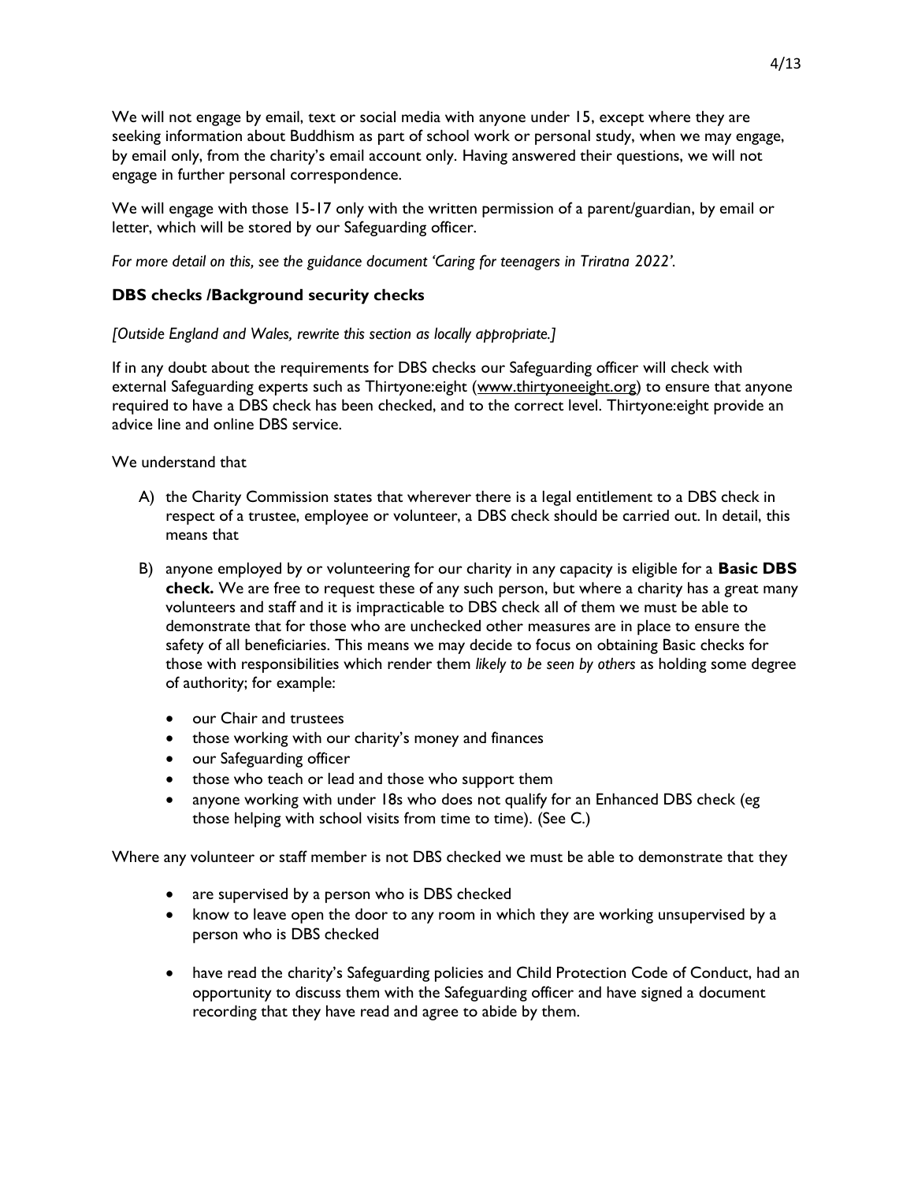We will not engage by email, text or social media with anyone under 15, except where they are seeking information about Buddhism as part of school work or personal study, when we may engage, by email only, from the charity's email account only. Having answered their questions, we will not engage in further personal correspondence.

We will engage with those 15-17 only with the written permission of a parent/guardian, by email or letter, which will be stored by our Safeguarding officer.

*For more detail on this, see the guidance document 'Caring for teenagers in Triratna 2022'.*

### DBS checks /Background security checks

*[Outside England and Wales, rewrite this section as locally appropriate.]*

If in any doubt about the requirements for DBS checks our Safeguarding officer will check with external Safeguarding experts such as Thirtyone:eight (www.thirtyoneeight.org) to ensure that anyone required to have a DBS check has been checked, and to the correct level. Thirtyone:eight provide an advice line and online DBS service.

We understand that

A) the Charity Commission states that wherever there is a legal entitlement to a DBS check in respect of a trustee, employee or volunteer, a DBS check should be carried out. In detail, this means that

B) anyone employed by or volunteering for our charity in any capacity is eligible for a **Basic DBS check.** We are free to request these of any such person, but where a charity has a great many volunteers and staff and it is impracticable to DBS check all of them we must be able to demonstrate that for those who are unchecked other measures are in place to ensure the safety of all beneficiaries. This means we may decide to focus on obtaining Basic checks for those with responsibilities which render them *likely to be seen by others* as holding some degree of authority; for example:

   - our Chair and trustees
   - those working with our charity's money and finances
   - our Safeguarding officer
   - those who teach or lead and those who support them
   - anyone working with under 18s who does not qualify for an Enhanced DBS check (eg those helping with school visits from time to time). (See C.)

Where any volunteer or staff member is not DBS checked we must be able to demonstrate that they

- are supervised by a person who is DBS checked
- know to leave open the door to any room in which they are working unsupervised by a person who is DBS checked
- have read the charity's Safeguarding policies and Child Protection Code of Conduct, had an opportunity to discuss them with the Safeguarding officer and have signed a document recording that they have read and agree to abide by them.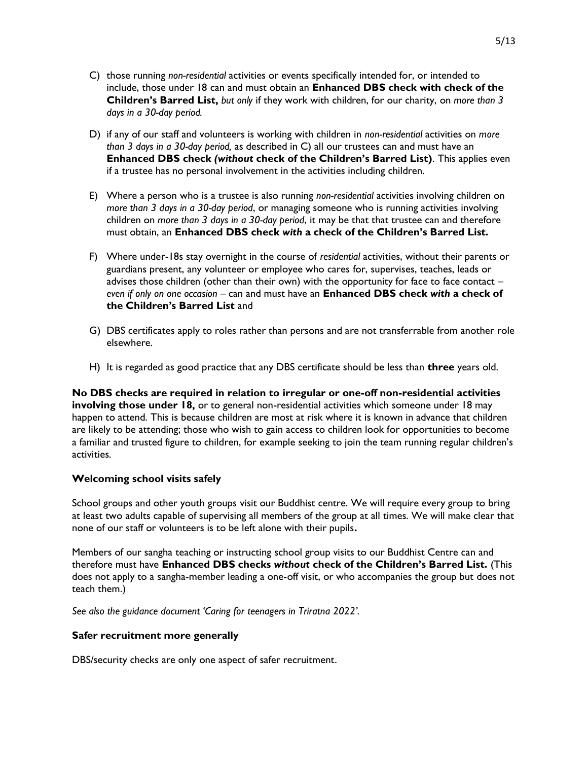C) those running *non-residential* activities or events specifically intended for, or intended to include, those under 18 can and must obtain an **Enhanced DBS check with check of the Children's Barred List,** *but only* if they work with children, for our charity, on *more than 3 days in a 30-day period.*

D) if any of our staff and volunteers is working with children in *non-residential* activities on *more than 3 days in a 30-day period,* as described in C) all our trustees can and must have an **Enhanced DBS check *(without* check of the Children's Barred List)**. This applies even if a trustee has no personal involvement in the activities including children.

E) Where a person who is a trustee is also running *non-residential* activities involving children on *more than 3 days in a 30-day period*, or managing someone who is running activities involving children on *more than 3 days in a 30-day period*, it may be that that trustee can and therefore must obtain, an **Enhanced DBS check *with* a check of the Children's Barred List.**

F) Where under-18s stay overnight in the course of *residential* activities, without their parents or guardians present, any volunteer or employee who cares for, supervises, teaches, leads or advises those children (other than their own) with the opportunity for face to face contact – *even if only on one occasion* – can and must have an **Enhanced DBS check *with* a check of the Children's Barred List** and

G) DBS certificates apply to roles rather than persons and are not transferrable from another role elsewhere.

H) It is regarded as good practice that any DBS certificate should be less than **three** years old.

**No DBS checks are required in relation to irregular or one-off non-residential activities involving those under 18,** or to general non-residential activities which someone under 18 may happen to attend. This is because children are most at risk where it is known in advance that children are likely to be attending; those who wish to gain access to children look for opportunities to become a familiar and trusted figure to children, for example seeking to join the team running regular children's activities.

### Welcoming school visits safely

School groups and other youth groups visit our Buddhist centre. We will require every group to bring at least two adults capable of supervising all members of the group at all times. We will make clear that none of our staff or volunteers is to be left alone with their pupils**.**

Members of our sangha teaching or instructing school group visits to our Buddhist Centre can and therefore must have **Enhanced DBS checks *without* check of the Children's Barred List.** (This does not apply to a sangha-member leading a one-off visit, or who accompanies the group but does not teach them.)

*See also the guidance document 'Caring for teenagers in Triratna 2022'.*

### Safer recruitment more generally

DBS/security checks are only one aspect of safer recruitment.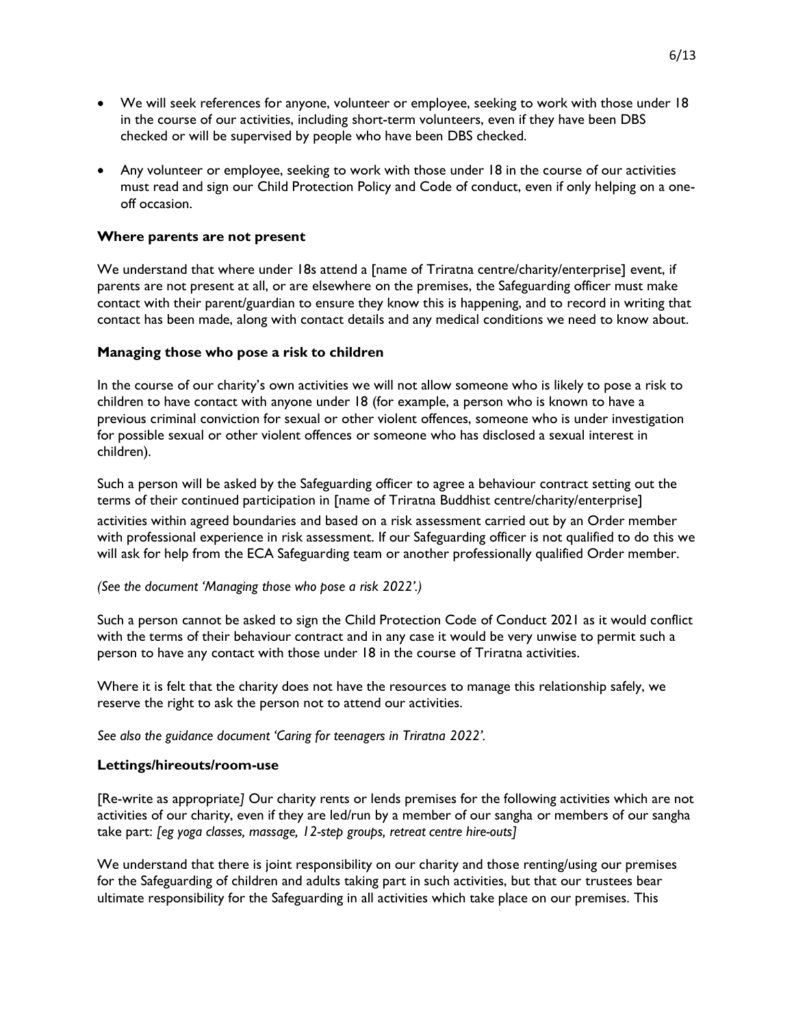- We will seek references for anyone, volunteer or employee, seeking to work with those under 18 in the course of our activities, including short-term volunteers, even if they have been DBS checked or will be supervised by people who have been DBS checked.

- Any volunteer or employee, seeking to work with those under 18 in the course of our activities must read and sign our Child Protection Policy and Code of conduct, even if only helping on a one-off occasion.

### Where parents are not present

We understand that where under 18s attend a [name of Triratna centre/charity/enterprise] event, if parents are not present at all, or are elsewhere on the premises, the Safeguarding officer must make contact with their parent/guardian to ensure they know this is happening, and to record in writing that contact has been made, along with contact details and any medical conditions we need to know about.

### Managing those who pose a risk to children

In the course of our charity's own activities we will not allow someone who is likely to pose a risk to children to have contact with anyone under 18 (for example, a person who is known to have a previous criminal conviction for sexual or other violent offences, someone who is under investigation for possible sexual or other violent offences or someone who has disclosed a sexual interest in children).

Such a person will be asked by the Safeguarding officer to agree a behaviour contract setting out the terms of their continued participation in [name of Triratna Buddhist centre/charity/enterprise] activities within agreed boundaries and based on a risk assessment carried out by an Order member with professional experience in risk assessment. If our Safeguarding officer is not qualified to do this we will ask for help from the ECA Safeguarding team or another professionally qualified Order member.

*(See the document 'Managing those who pose a risk 2022'.)*

Such a person cannot be asked to sign the Child Protection Code of Conduct 2021 as it would conflict with the terms of their behaviour contract and in any case it would be very unwise to permit such a person to have any contact with those under 18 in the course of Triratna activities.

Where it is felt that the charity does not have the resources to manage this relationship safely, we reserve the right to ask the person not to attend our activities.

*See also the guidance document 'Caring for teenagers in Triratna 2022'.*

### Lettings/hireouts/room-use

[Re-write as appropriate*]* Our charity rents or lends premises for the following activities which are not activities of our charity, even if they are led/run by a member of our sangha or members of our sangha take part: *[eg yoga classes, massage, 12-step groups, retreat centre hire-outs]*

We understand that there is joint responsibility on our charity and those renting/using our premises for the Safeguarding of children and adults taking part in such activities, but that our trustees bear ultimate responsibility for the Safeguarding in all activities which take place on our premises. This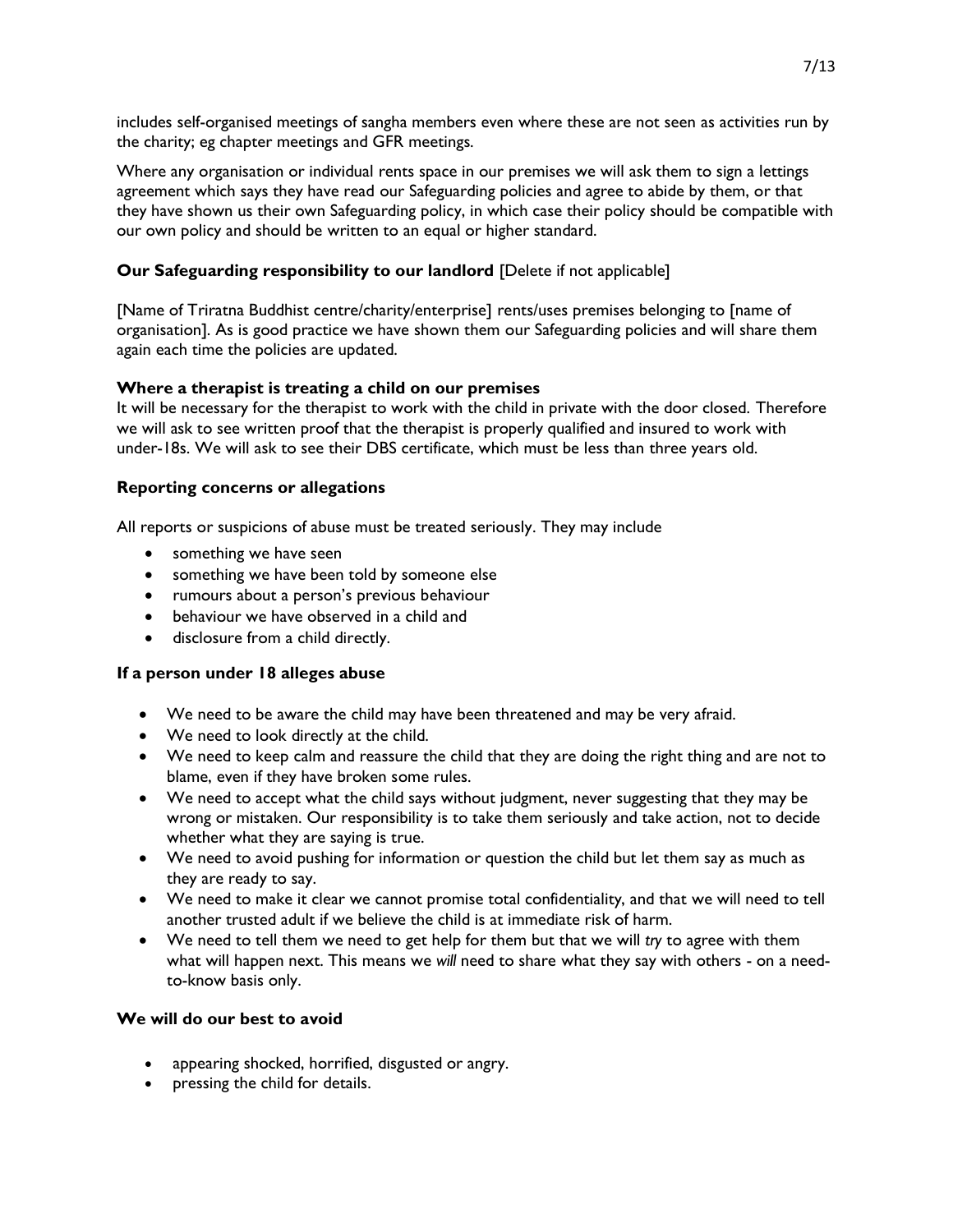includes self-organised meetings of sangha members even where these are not seen as activities run by the charity; eg chapter meetings and GFR meetings.

Where any organisation or individual rents space in our premises we will ask them to sign a lettings agreement which says they have read our Safeguarding policies and agree to abide by them, or that they have shown us their own Safeguarding policy, in which case their policy should be compatible with our own policy and should be written to an equal or higher standard.

### **Our Safeguarding responsibility to our landlord** [Delete if not applicable]

[Name of Triratna Buddhist centre/charity/enterprise] rents/uses premises belonging to [name of organisation]. As is good practice we have shown them our Safeguarding policies and will share them again each time the policies are updated.

### **Where a therapist is treating a child on our premises**

It will be necessary for the therapist to work with the child in private with the door closed. Therefore we will ask to see written proof that the therapist is properly qualified and insured to work with under-18s. We will ask to see their DBS certificate, which must be less than three years old.

### **Reporting concerns or allegations**

All reports or suspicions of abuse must be treated seriously. They may include

- something we have seen
- something we have been told by someone else
- rumours about a person's previous behaviour
- behaviour we have observed in a child and
- disclosure from a child directly.

### **If a person under 18 alleges abuse**

- We need to be aware the child may have been threatened and may be very afraid.
- We need to look directly at the child.
- We need to keep calm and reassure the child that they are doing the right thing and are not to blame, even if they have broken some rules.
- We need to accept what the child says without judgment, never suggesting that they may be wrong or mistaken. Our responsibility is to take them seriously and take action, not to decide whether what they are saying is true.
- We need to avoid pushing for information or question the child but let them say as much as they are ready to say.
- We need to make it clear we cannot promise total confidentiality, and that we will need to tell another trusted adult if we believe the child is at immediate risk of harm.
- We need to tell them we need to get help for them but that we will *try* to agree with them what will happen next. This means we *will* need to share what they say with others - on a need-to-know basis only.

### **We will do our best to avoid**

- appearing shocked, horrified, disgusted or angry.
- pressing the child for details.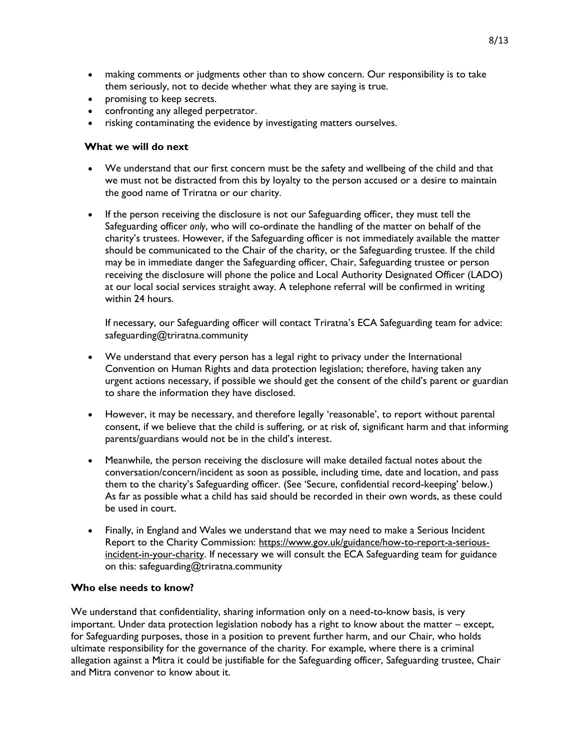- making comments or judgments other than to show concern. Our responsibility is to take them seriously, not to decide whether what they are saying is true.
- promising to keep secrets.
- confronting any alleged perpetrator.
- risking contaminating the evidence by investigating matters ourselves.

### What we will do next

- We understand that our first concern must be the safety and wellbeing of the child and that we must not be distracted from this by loyalty to the person accused or a desire to maintain the good name of Triratna or our charity.

- If the person receiving the disclosure is not our Safeguarding officer, they must tell the Safeguarding officer *only*, who will co-ordinate the handling of the matter on behalf of the charity's trustees. However, if the Safeguarding officer is not immediately available the matter should be communicated to the Chair of the charity, or the Safeguarding trustee. If the child may be in immediate danger the Safeguarding officer, Chair, Safeguarding trustee or person receiving the disclosure will phone the police and Local Authority Designated Officer (LADO) at our local social services straight away. A telephone referral will be confirmed in writing within 24 hours.

  If necessary, our Safeguarding officer will contact Triratna's ECA Safeguarding team for advice: safeguarding@triratna.community

- We understand that every person has a legal right to privacy under the International Convention on Human Rights and data protection legislation; therefore, having taken any urgent actions necessary, if possible we should get the consent of the child's parent or guardian to share the information they have disclosed.

- However, it may be necessary, and therefore legally 'reasonable', to report without parental consent, if we believe that the child is suffering, or at risk of, significant harm and that informing parents/guardians would not be in the child's interest.

- Meanwhile, the person receiving the disclosure will make detailed factual notes about the conversation/concern/incident as soon as possible, including time, date and location, and pass them to the charity's Safeguarding officer. (See 'Secure, confidential record-keeping' below.) As far as possible what a child has said should be recorded in their own words, as these could be used in court.

- Finally, in England and Wales we understand that we may need to make a Serious Incident Report to the Charity Commission: https://www.gov.uk/guidance/how-to-report-a-serious-incident-in-your-charity. If necessary we will consult the ECA Safeguarding team for guidance on this: safeguarding@triratna.community

### Who else needs to know?

We understand that confidentiality, sharing information only on a need-to-know basis, is very important. Under data protection legislation nobody has a right to know about the matter – except, for Safeguarding purposes, those in a position to prevent further harm, and our Chair, who holds ultimate responsibility for the governance of the charity. For example, where there is a criminal allegation against a Mitra it could be justifiable for the Safeguarding officer, Safeguarding trustee, Chair and Mitra convenor to know about it.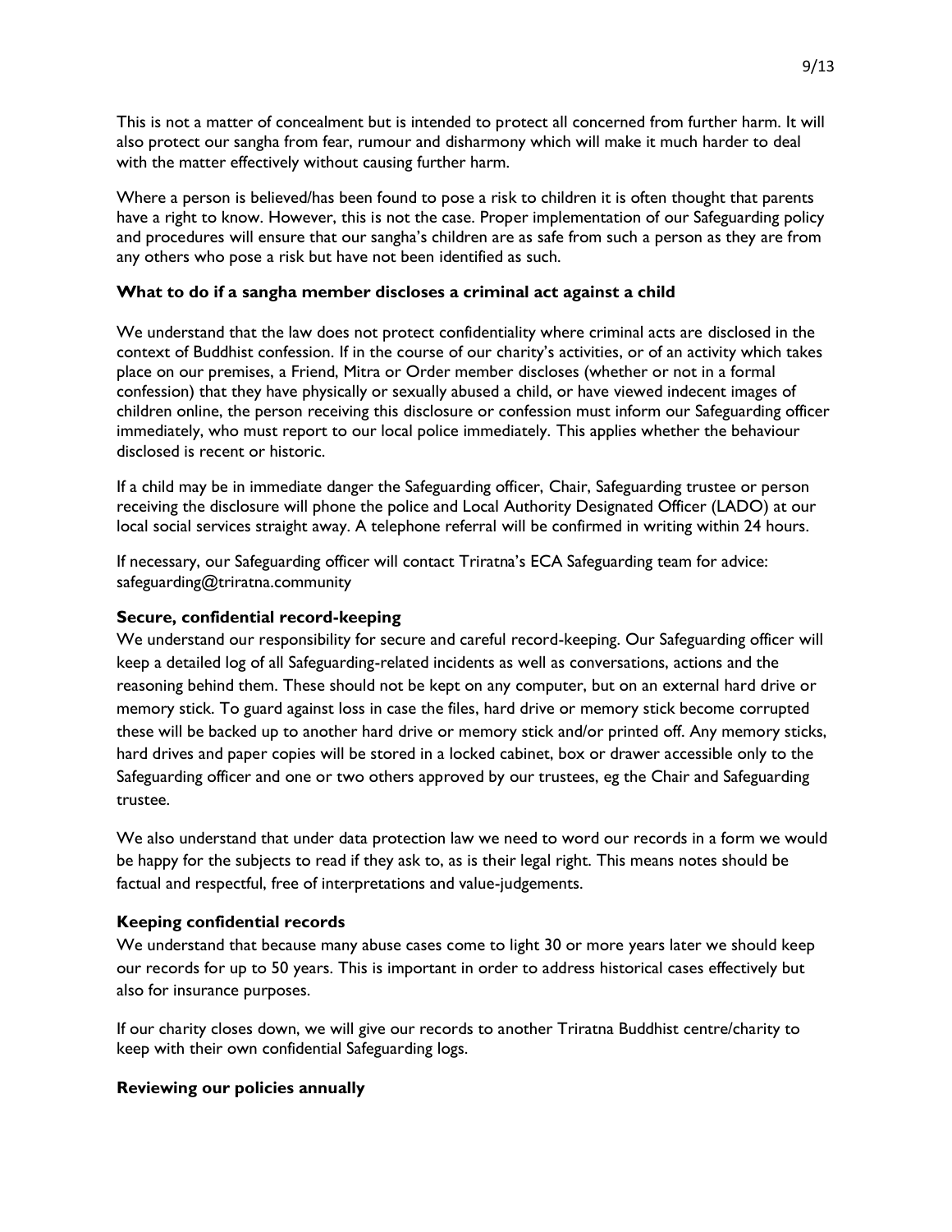This is not a matter of concealment but is intended to protect all concerned from further harm. It will also protect our sangha from fear, rumour and disharmony which will make it much harder to deal with the matter effectively without causing further harm.

Where a person is believed/has been found to pose a risk to children it is often thought that parents have a right to know. However, this is not the case. Proper implementation of our Safeguarding policy and procedures will ensure that our sangha's children are as safe from such a person as they are from any others who pose a risk but have not been identified as such.

### What to do if a sangha member discloses a criminal act against a child

We understand that the law does not protect confidentiality where criminal acts are disclosed in the context of Buddhist confession. If in the course of our charity's activities, or of an activity which takes place on our premises, a Friend, Mitra or Order member discloses (whether or not in a formal confession) that they have physically or sexually abused a child, or have viewed indecent images of children online, the person receiving this disclosure or confession must inform our Safeguarding officer immediately, who must report to our local police immediately. This applies whether the behaviour disclosed is recent or historic.

If a child may be in immediate danger the Safeguarding officer, Chair, Safeguarding trustee or person receiving the disclosure will phone the police and Local Authority Designated Officer (LADO) at our local social services straight away. A telephone referral will be confirmed in writing within 24 hours.

If necessary, our Safeguarding officer will contact Triratna's ECA Safeguarding team for advice: safeguarding@triratna.community

### Secure, confidential record-keeping

We understand our responsibility for secure and careful record-keeping. Our Safeguarding officer will keep a detailed log of all Safeguarding-related incidents as well as conversations, actions and the reasoning behind them. These should not be kept on any computer, but on an external hard drive or memory stick. To guard against loss in case the files, hard drive or memory stick become corrupted these will be backed up to another hard drive or memory stick and/or printed off. Any memory sticks, hard drives and paper copies will be stored in a locked cabinet, box or drawer accessible only to the Safeguarding officer and one or two others approved by our trustees, eg the Chair and Safeguarding trustee.

We also understand that under data protection law we need to word our records in a form we would be happy for the subjects to read if they ask to, as is their legal right. This means notes should be factual and respectful, free of interpretations and value-judgements.

### Keeping confidential records

We understand that because many abuse cases come to light 30 or more years later we should keep our records for up to 50 years. This is important in order to address historical cases effectively but also for insurance purposes.

If our charity closes down, we will give our records to another Triratna Buddhist centre/charity to keep with their own confidential Safeguarding logs.

### Reviewing our policies annually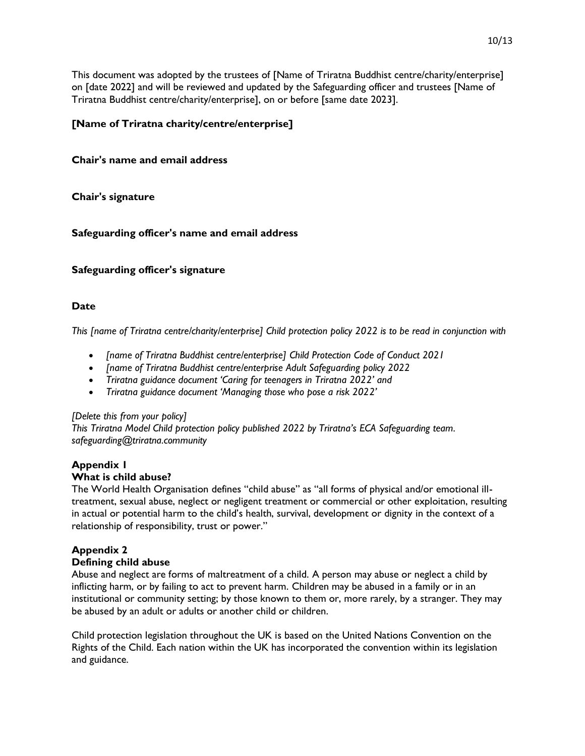This document was adopted by the trustees of [Name of Triratna Buddhist centre/charity/enterprise] on [date 2022] and will be reviewed and updated by the Safeguarding officer and trustees [Name of Triratna Buddhist centre/charity/enterprise], on or before [same date 2023].

**[Name of Triratna charity/centre/enterprise]**

**Chair's name and email address**

**Chair's signature**

**Safeguarding officer's name and email address**

**Safeguarding officer's signature**

**Date**

*This [name of Triratna centre/charity/enterprise] Child protection policy 2022 is to be read in conjunction with*

- *[name of Triratna Buddhist centre/enterprise] Child Protection Code of Conduct 2021*
- *[name of Triratna Buddhist centre/enterprise Adult Safeguarding policy 2022*
- *Triratna guidance document 'Caring for teenagers in Triratna 2022' and*
- *Triratna guidance document 'Managing those who pose a risk 2022'*

*[Delete this from your policy]*
*This Triratna Model Child protection policy published 2022 by Triratna's ECA Safeguarding team. safeguarding@triratna.community*

## Appendix 1
### What is child abuse?

The World Health Organisation defines "child abuse" as "all forms of physical and/or emotional ill-treatment, sexual abuse, neglect or negligent treatment or commercial or other exploitation, resulting in actual or potential harm to the child's health, survival, development or dignity in the context of a relationship of responsibility, trust or power."

## Appendix 2
### Defining child abuse

Abuse and neglect are forms of maltreatment of a child. A person may abuse or neglect a child by inflicting harm, or by failing to act to prevent harm. Children may be abused in a family or in an institutional or community setting; by those known to them or, more rarely, by a stranger. They may be abused by an adult or adults or another child or children.

Child protection legislation throughout the UK is based on the United Nations Convention on the Rights of the Child. Each nation within the UK has incorporated the convention within its legislation and guidance.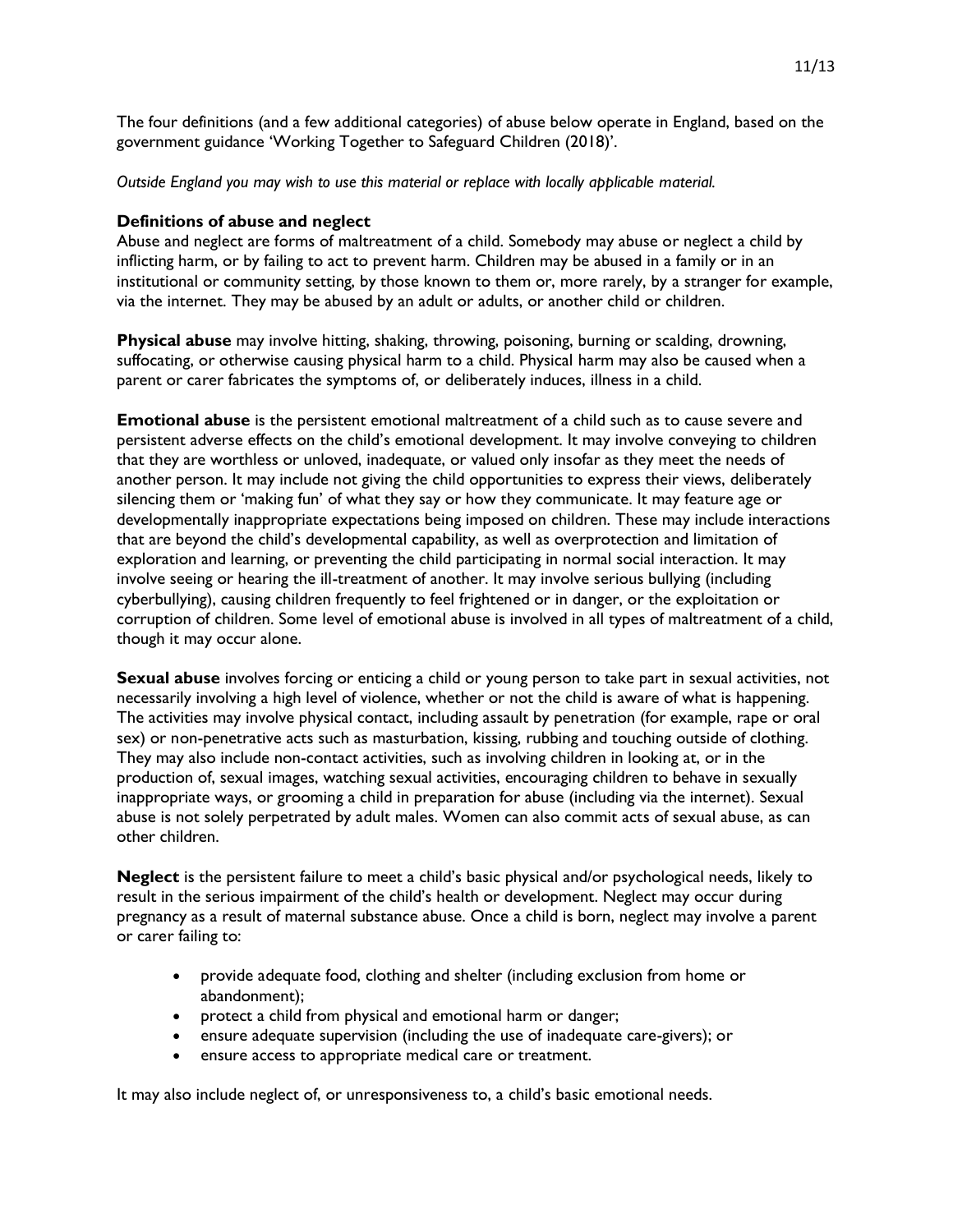The four definitions (and a few additional categories) of abuse below operate in England, based on the government guidance 'Working Together to Safeguard Children (2018)'.

*Outside England you may wish to use this material or replace with locally applicable material.*

### Definitions of abuse and neglect

Abuse and neglect are forms of maltreatment of a child. Somebody may abuse or neglect a child by inflicting harm, or by failing to act to prevent harm. Children may be abused in a family or in an institutional or community setting, by those known to them or, more rarely, by a stranger for example, via the internet. They may be abused by an adult or adults, or another child or children.

**Physical abuse** may involve hitting, shaking, throwing, poisoning, burning or scalding, drowning, suffocating, or otherwise causing physical harm to a child. Physical harm may also be caused when a parent or carer fabricates the symptoms of, or deliberately induces, illness in a child.

**Emotional abuse** is the persistent emotional maltreatment of a child such as to cause severe and persistent adverse effects on the child's emotional development. It may involve conveying to children that they are worthless or unloved, inadequate, or valued only insofar as they meet the needs of another person. It may include not giving the child opportunities to express their views, deliberately silencing them or 'making fun' of what they say or how they communicate. It may feature age or developmentally inappropriate expectations being imposed on children. These may include interactions that are beyond the child's developmental capability, as well as overprotection and limitation of exploration and learning, or preventing the child participating in normal social interaction. It may involve seeing or hearing the ill-treatment of another. It may involve serious bullying (including cyberbullying), causing children frequently to feel frightened or in danger, or the exploitation or corruption of children. Some level of emotional abuse is involved in all types of maltreatment of a child, though it may occur alone.

**Sexual abuse** involves forcing or enticing a child or young person to take part in sexual activities, not necessarily involving a high level of violence, whether or not the child is aware of what is happening. The activities may involve physical contact, including assault by penetration (for example, rape or oral sex) or non-penetrative acts such as masturbation, kissing, rubbing and touching outside of clothing. They may also include non-contact activities, such as involving children in looking at, or in the production of, sexual images, watching sexual activities, encouraging children to behave in sexually inappropriate ways, or grooming a child in preparation for abuse (including via the internet). Sexual abuse is not solely perpetrated by adult males. Women can also commit acts of sexual abuse, as can other children.

**Neglect** is the persistent failure to meet a child's basic physical and/or psychological needs, likely to result in the serious impairment of the child's health or development. Neglect may occur during pregnancy as a result of maternal substance abuse. Once a child is born, neglect may involve a parent or carer failing to:

- provide adequate food, clothing and shelter (including exclusion from home or abandonment);
- protect a child from physical and emotional harm or danger;
- ensure adequate supervision (including the use of inadequate care-givers); or
- ensure access to appropriate medical care or treatment.

It may also include neglect of, or unresponsiveness to, a child's basic emotional needs.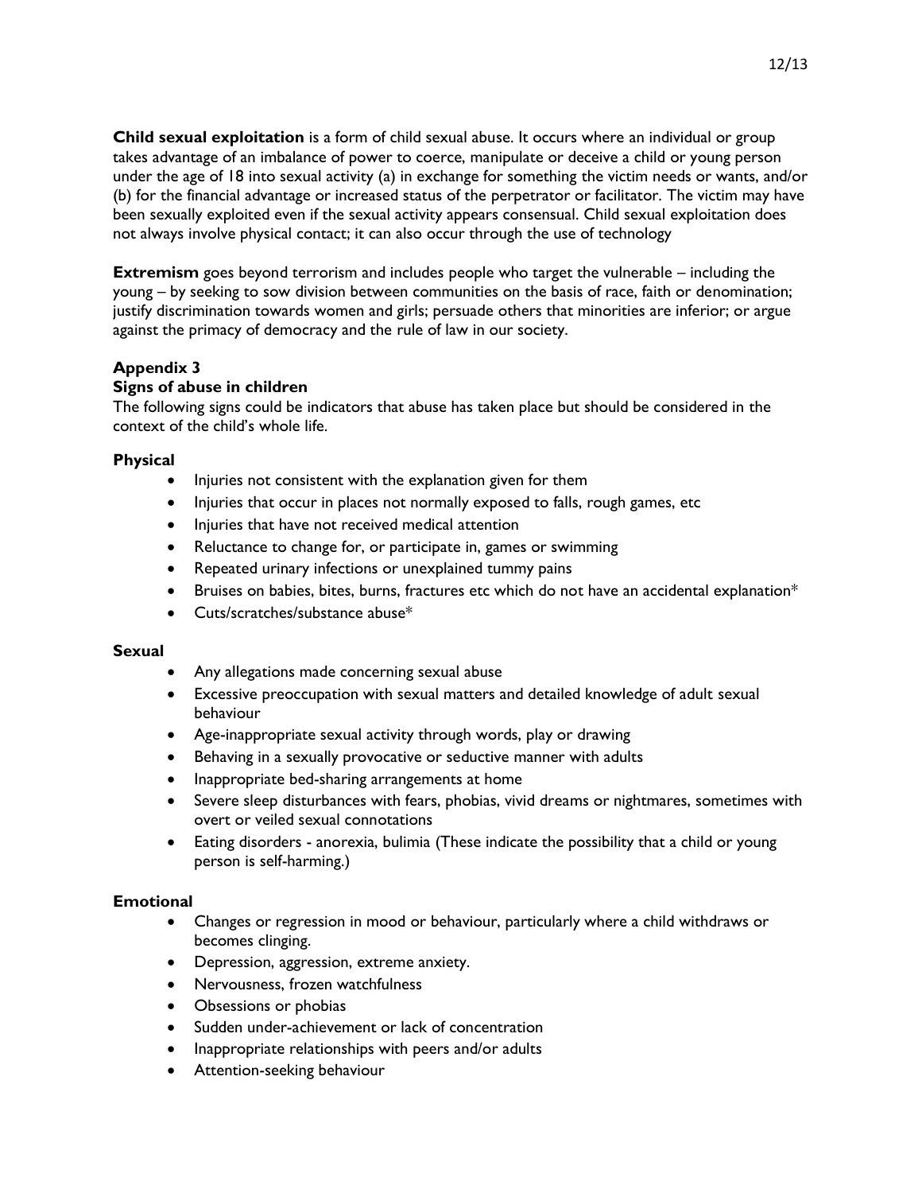**Child sexual exploitation** is a form of child sexual abuse. It occurs where an individual or group takes advantage of an imbalance of power to coerce, manipulate or deceive a child or young person under the age of 18 into sexual activity (a) in exchange for something the victim needs or wants, and/or (b) for the financial advantage or increased status of the perpetrator or facilitator. The victim may have been sexually exploited even if the sexual activity appears consensual. Child sexual exploitation does not always involve physical contact; it can also occur through the use of technology

**Extremism** goes beyond terrorism and includes people who target the vulnerable – including the young – by seeking to sow division between communities on the basis of race, faith or denomination; justify discrimination towards women and girls; persuade others that minorities are inferior; or argue against the primacy of democracy and the rule of law in our society.

## Appendix 3

### Signs of abuse in children

The following signs could be indicators that abuse has taken place but should be considered in the context of the child's whole life.

#### Physical

- Injuries not consistent with the explanation given for them
- Injuries that occur in places not normally exposed to falls, rough games, etc
- Injuries that have not received medical attention
- Reluctance to change for, or participate in, games or swimming
- Repeated urinary infections or unexplained tummy pains
- Bruises on babies, bites, burns, fractures etc which do not have an accidental explanation*
- Cuts/scratches/substance abuse*

#### Sexual

- Any allegations made concerning sexual abuse
- Excessive preoccupation with sexual matters and detailed knowledge of adult sexual behaviour
- Age-inappropriate sexual activity through words, play or drawing
- Behaving in a sexually provocative or seductive manner with adults
- Inappropriate bed-sharing arrangements at home
- Severe sleep disturbances with fears, phobias, vivid dreams or nightmares, sometimes with overt or veiled sexual connotations
- Eating disorders - anorexia, bulimia (These indicate the possibility that a child or young person is self-harming.)

#### Emotional

- Changes or regression in mood or behaviour, particularly where a child withdraws or becomes clinging.
- Depression, aggression, extreme anxiety.
- Nervousness, frozen watchfulness
- Obsessions or phobias
- Sudden under-achievement or lack of concentration
- Inappropriate relationships with peers and/or adults
- Attention-seeking behaviour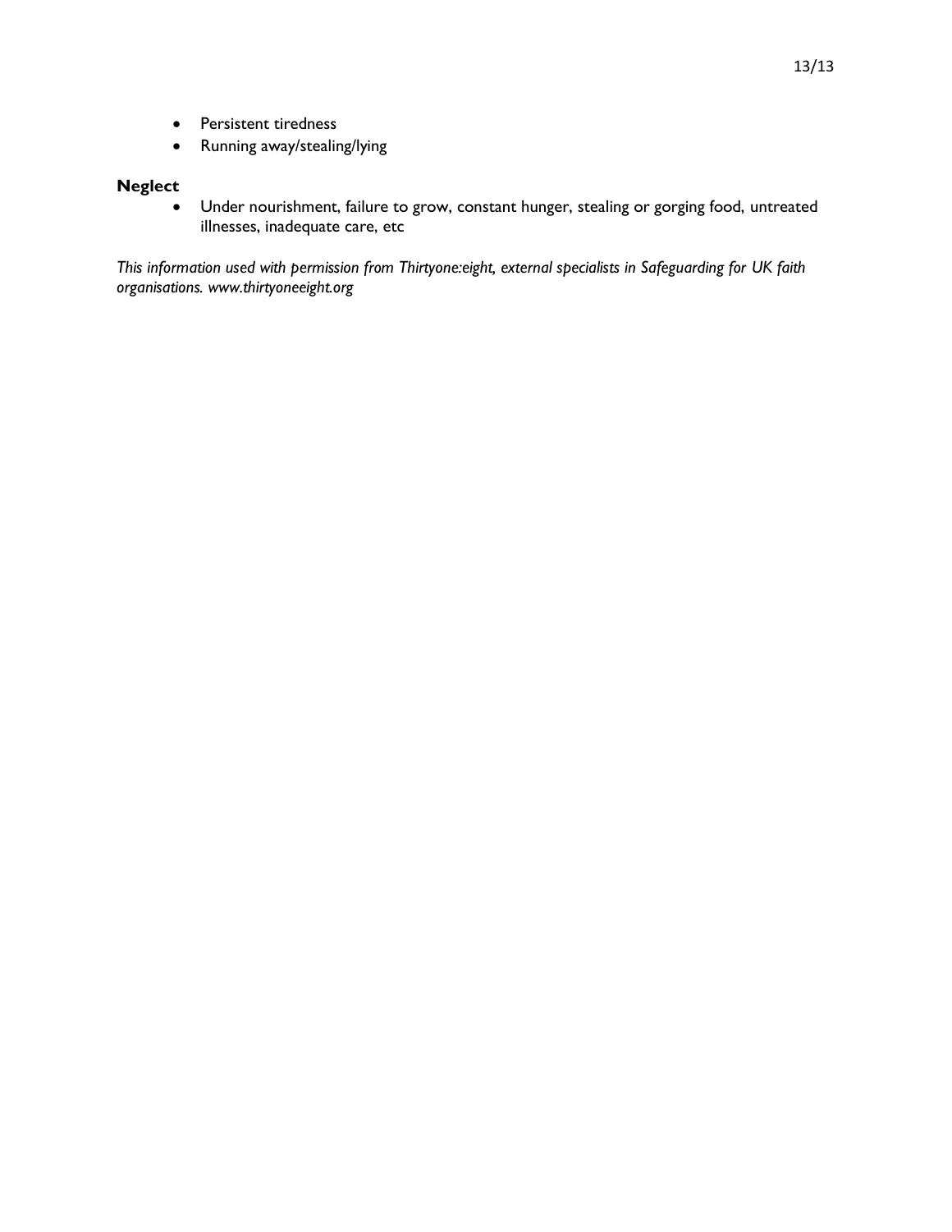- Persistent tiredness
- Running away/stealing/lying

**Neglect**

- Under nourishment, failure to grow, constant hunger, stealing or gorging food, untreated illnesses, inadequate care, etc

*This information used with permission from Thirtyone:eight, external specialists in Safeguarding for UK faith organisations. www.thirtyoneeight.org*